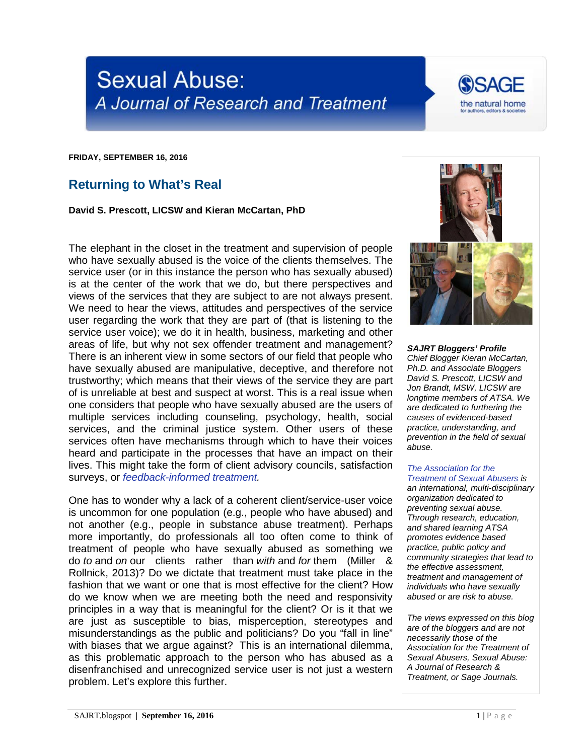# Sexual Abuse: *A Journal of Research and Treatment*

**FRIDAY, SEPTEMBER 16, 2016**

## Returning to What's Real

**David S. Prescott, LICSW and Kieran McCartan, PhD**

The elephant in the closet in the treatment and supervision of people who have sexually abused is the voice of the clients themselves. The service user (or in this instance the person who has sexually abused) is at the center of the work that we do, but there perspectives and views of the services that they are subject to are not always present. We need to hear the views, attitudes and perspectives of the service user regarding the work that they are part of (that is listening to the service user voice); we do it in health, business, marketing and other areas of life, but why not sex offender treatment and management? There is an inherent view in some sectors of our field that people who have sexually abused are manipulative, deceptive, and therefore not trustworthy; which means that their views of the service they are part of is unreliable at best and suspect at worst. This is a real issue when one considers that people who have sexually abused are the users of multiple services including counseling, psychology, health, social services, and the criminal justice system. Other users of these services often have mechanisms through which to have their voices heard and participate in the processes that have an impact on their lives. This might take the form of client advisory councils, satisfaction surveys, or *feedback-informed treatment.*

One has to wonder why a lack of a coherent client/service-user voice is uncommon for one population (e.g., people who have abused) and not another (e.g., people in substance abuse treatment). Perhaps more importantly, do professionals all too often come to think of treatment of people who have sexually abused as something we do *to* and *on* our clients rather than *with* and *for* them (Miller & Rollnick, 2013)? Do we dictate that treatment must take place in the fashion that we want or one that is most effective for the client? How do we know when we are meeting both the need and responsivity principles in a way that is meaningful for the client? Or is it that we are just as susceptible to bias, misperception, stereotypes and misunderstandings as the public and politicians? Do you "fall in line" with biases that we argue against? This is an international dilemma, as this problematic approach to the person who has abused as a disenfranchised and unrecognized service user is not just a western problem. Let's explore this further.

***SAJRT Bloggers' Profile***
*Chief Blogger Kieran McCartan, Ph.D. and Associate Bloggers David S. Prescott, LICSW and Jon Brandt, MSW, LICSW are longtime members of ATSA. We are dedicated to furthering the causes of evidenced-based practice, understanding, and prevention in the field of sexual abuse.*

*The Association for the Treatment of Sexual Abusers is an international, multi-disciplinary organization dedicated to preventing sexual abuse. Through research, education, and shared learning ATSA promotes evidence based practice, public policy and community strategies that lead to the effective assessment, treatment and management of individuals who have sexually abused or are risk to abuse.*

*The views expressed on this blog are of the bloggers and are not necessarily those of the Association for the Treatment of Sexual Abusers, Sexual Abuse: A Journal of Research & Treatment, or Sage Journals.*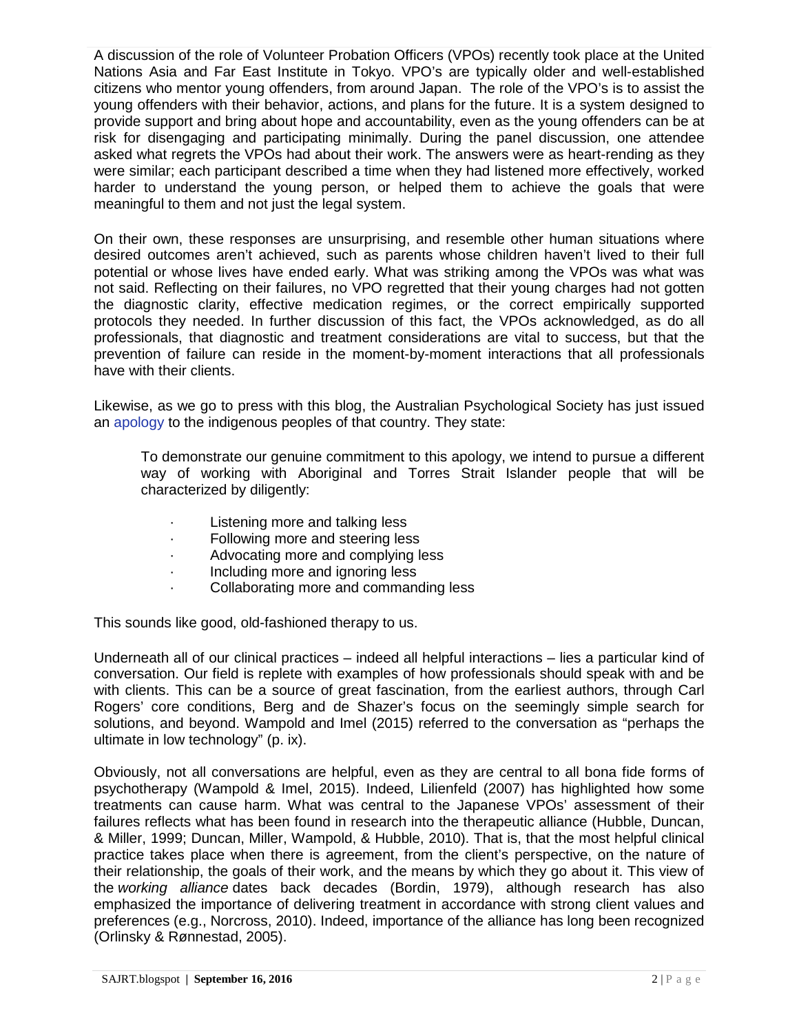A discussion of the role of Volunteer Probation Officers (VPOs) recently took place at the United Nations Asia and Far East Institute in Tokyo. VPO's are typically older and well-established citizens who mentor young offenders, from around Japan. The role of the VPO's is to assist the young offenders with their behavior, actions, and plans for the future. It is a system designed to provide support and bring about hope and accountability, even as the young offenders can be at risk for disengaging and participating minimally. During the panel discussion, one attendee asked what regrets the VPOs had about their work. The answers were as heart-rending as they were similar; each participant described a time when they had listened more effectively, worked harder to understand the young person, or helped them to achieve the goals that were meaningful to them and not just the legal system.

On their own, these responses are unsurprising, and resemble other human situations where desired outcomes aren't achieved, such as parents whose children haven't lived to their full potential or whose lives have ended early. What was striking among the VPOs was what was not said. Reflecting on their failures, no VPO regretted that their young charges had not gotten the diagnostic clarity, effective medication regimes, or the correct empirically supported protocols they needed. In further discussion of this fact, the VPOs acknowledged, as do all professionals, that diagnostic and treatment considerations are vital to success, but that the prevention of failure can reside in the moment-by-moment interactions that all professionals have with their clients.

Likewise, as we go to press with this blog, the Australian Psychological Society has just issued an apology to the indigenous peoples of that country. They state:

> To demonstrate our genuine commitment to this apology, we intend to pursue a different way of working with Aboriginal and Torres Strait Islander people that will be characterized by diligently:
>
> - Listening more and talking less
> - Following more and steering less
> - Advocating more and complying less
> - Including more and ignoring less
> - Collaborating more and commanding less

This sounds like good, old-fashioned therapy to us.

Underneath all of our clinical practices – indeed all helpful interactions – lies a particular kind of conversation. Our field is replete with examples of how professionals should speak with and be with clients. This can be a source of great fascination, from the earliest authors, through Carl Rogers' core conditions, Berg and de Shazer's focus on the seemingly simple search for solutions, and beyond. Wampold and Imel (2015) referred to the conversation as "perhaps the ultimate in low technology" (p. ix).

Obviously, not all conversations are helpful, even as they are central to all bona fide forms of psychotherapy (Wampold & Imel, 2015). Indeed, Lilienfeld (2007) has highlighted how some treatments can cause harm. What was central to the Japanese VPOs' assessment of their failures reflects what has been found in research into the therapeutic alliance (Hubble, Duncan, & Miller, 1999; Duncan, Miller, Wampold, & Hubble, 2010). That is, that the most helpful clinical practice takes place when there is agreement, from the client's perspective, on the nature of their relationship, the goals of their work, and the means by which they go about it. This view of the *working alliance* dates back decades (Bordin, 1979), although research has also emphasized the importance of delivering treatment in accordance with strong client values and preferences (e.g., Norcross, 2010). Indeed, importance of the alliance has long been recognized (Orlinsky & Rønnestad, 2005).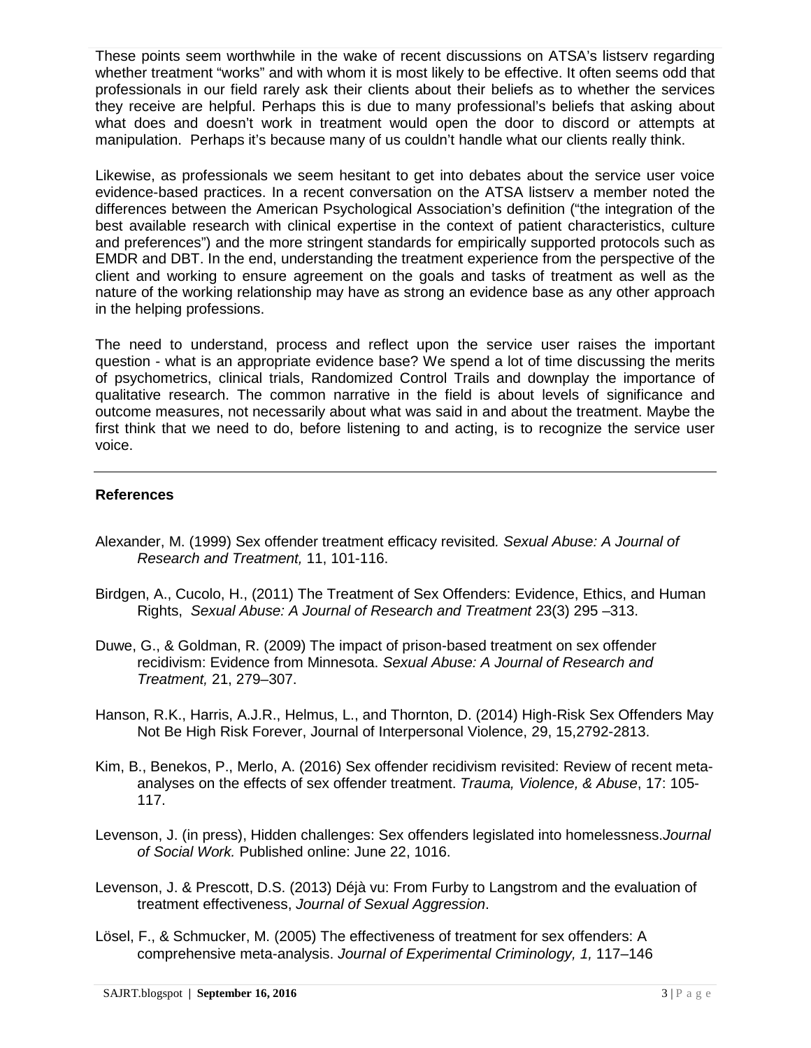These points seem worthwhile in the wake of recent discussions on ATSA's listserv regarding whether treatment "works" and with whom it is most likely to be effective. It often seems odd that professionals in our field rarely ask their clients about their beliefs as to whether the services they receive are helpful. Perhaps this is due to many professional's beliefs that asking about what does and doesn't work in treatment would open the door to discord or attempts at manipulation. Perhaps it's because many of us couldn't handle what our clients really think.

Likewise, as professionals we seem hesitant to get into debates about the service user voice evidence-based practices. In a recent conversation on the ATSA listserv a member noted the differences between the American Psychological Association's definition ("the integration of the best available research with clinical expertise in the context of patient characteristics, culture and preferences") and the more stringent standards for empirically supported protocols such as EMDR and DBT. In the end, understanding the treatment experience from the perspective of the client and working to ensure agreement on the goals and tasks of treatment as well as the nature of the working relationship may have as strong an evidence base as any other approach in the helping professions.

The need to understand, process and reflect upon the service user raises the important question - what is an appropriate evidence base? We spend a lot of time discussing the merits of psychometrics, clinical trials, Randomized Control Trails and downplay the importance of qualitative research. The common narrative in the field is about levels of significance and outcome measures, not necessarily about what was said in and about the treatment. Maybe the first think that we need to do, before listening to and acting, is to recognize the service user voice.

---

**References**

Alexander, M. (1999) Sex offender treatment efficacy revisited. *Sexual Abuse: A Journal of Research and Treatment,* 11, 101-116.

Birdgen, A., Cucolo, H., (2011) The Treatment of Sex Offenders: Evidence, Ethics, and Human Rights, *Sexual Abuse: A Journal of Research and Treatment* 23(3) 295 –313.

Duwe, G., & Goldman, R. (2009) The impact of prison-based treatment on sex offender recidivism: Evidence from Minnesota. *Sexual Abuse: A Journal of Research and Treatment,* 21, 279–307.

Hanson, R.K., Harris, A.J.R., Helmus, L., and Thornton, D. (2014) High-Risk Sex Offenders May Not Be High Risk Forever, Journal of Interpersonal Violence, 29, 15,2792-2813.

Kim, B., Benekos, P., Merlo, A. (2016) Sex offender recidivism revisited: Review of recent meta-analyses on the effects of sex offender treatment. *Trauma, Violence, & Abuse*, 17: 105-117.

Levenson, J. (in press), Hidden challenges: Sex offenders legislated into homelessness.*Journal of Social Work.* Published online: June 22, 1016.

Levenson, J. & Prescott, D.S. (2013) Déjà vu: From Furby to Langstrom and the evaluation of treatment effectiveness, *Journal of Sexual Aggression*.

Lösel, F., & Schmucker, M. (2005) The effectiveness of treatment for sex offenders: A comprehensive meta-analysis. *Journal of Experimental Criminology, 1,* 117–146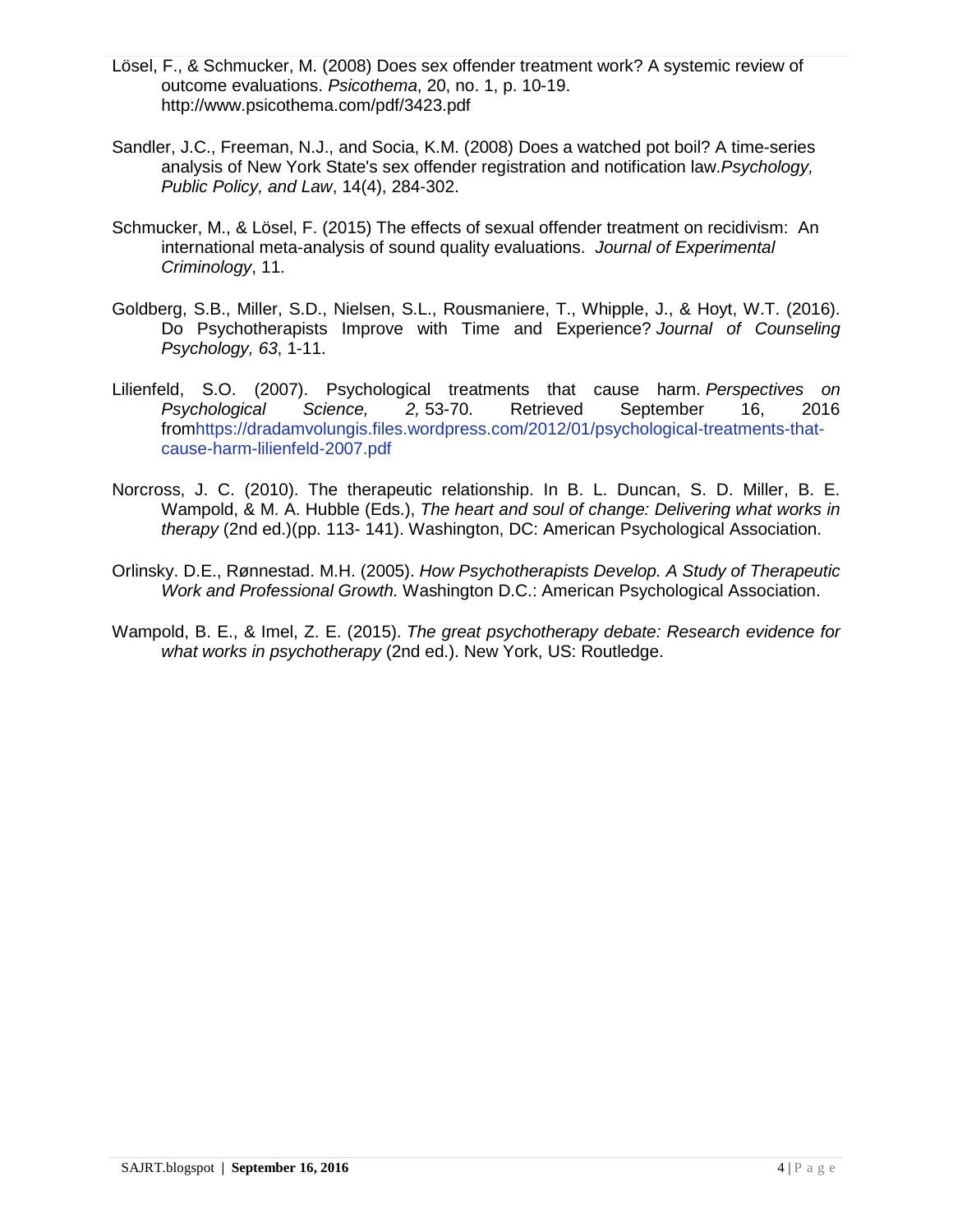Lösel, F., & Schmucker, M. (2008) Does sex offender treatment work? A systemic review of outcome evaluations. *Psicothema*, 20, no. 1, p. 10-19. http://www.psicothema.com/pdf/3423.pdf

Sandler, J.C., Freeman, N.J., and Socia, K.M. (2008) Does a watched pot boil? A time-series analysis of New York State's sex offender registration and notification law.*Psychology, Public Policy, and Law*, 14(4), 284-302.

Schmucker, M., & Lösel, F. (2015) The effects of sexual offender treatment on recidivism: An international meta-analysis of sound quality evaluations. *Journal of Experimental Criminology*, 11.

Goldberg, S.B., Miller, S.D., Nielsen, S.L., Rousmaniere, T., Whipple, J., & Hoyt, W.T. (2016). Do Psychotherapists Improve with Time and Experience? *Journal of Counseling Psychology, 63*, 1-11.

Lilienfeld, S.O. (2007). Psychological treatments that cause harm. *Perspectives on Psychological Science, 2,* 53-70. Retrieved September 16, 2016 fromhttps://dradamvolungis.files.wordpress.com/2012/01/psychological-treatments-that-cause-harm-lilienfeld-2007.pdf

Norcross, J. C. (2010). The therapeutic relationship. In B. L. Duncan, S. D. Miller, B. E. Wampold, & M. A. Hubble (Eds.), *The heart and soul of change: Delivering what works in therapy* (2nd ed.)(pp. 113- 141). Washington, DC: American Psychological Association.

Orlinsky. D.E., Rønnestad. M.H. (2005). *How Psychotherapists Develop. A Study of Therapeutic Work and Professional Growth.* Washington D.C.: American Psychological Association.

Wampold, B. E., & Imel, Z. E. (2015). *The great psychotherapy debate: Research evidence for what works in psychotherapy* (2nd ed.). New York, US: Routledge.